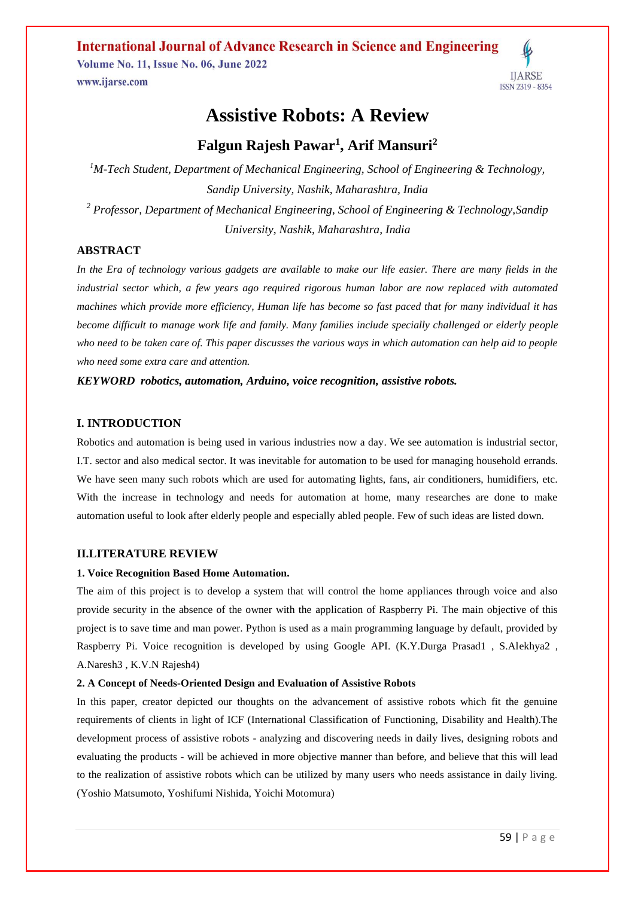# Assistive Robots: A Review

## Falgun Rajesh Pawar[1], Arif Mansuri[2]

*[1]M-Tech Student, Department of Mechanical Engineering, School of Engineering & Technology, Sandip University, Nashik, Maharashtra, India*

*[2] Professor, Department of Mechanical Engineering, School of Engineering & Technology,Sandip University, Nashik, Maharashtra, India*

### ABSTRACT

*In the Era of technology various gadgets are available to make our life easier. There are many fields in the industrial sector which, a few years ago required rigorous human labor are now replaced with automated machines which provide more efficiency, Human life has become so fast paced that for many individual it has become difficult to manage work life and family. Many families include specially challenged or elderly people who need to be taken care of. This paper discusses the various ways in which automation can help aid to people who need some extra care and attention.*

***KEYWORD robotics, automation, Arduino, voice recognition, assistive robots.***

### I. INTRODUCTION

Robotics and automation is being used in various industries now a day. We see automation is industrial sector, I.T. sector and also medical sector. It was inevitable for automation to be used for managing household errands. We have seen many such robots which are used for automating lights, fans, air conditioners, humidifiers, etc. With the increase in technology and needs for automation at home, many researches are done to make automation useful to look after elderly people and especially abled people. Few of such ideas are listed down.

### II.LITERATURE REVIEW

**1. Voice Recognition Based Home Automation.**

The aim of this project is to develop a system that will control the home appliances through voice and also provide security in the absence of the owner with the application of Raspberry Pi. The main objective of this project is to save time and man power. Python is used as a main programming language by default, provided by Raspberry Pi. Voice recognition is developed by using Google API. (K.Y.Durga Prasad1 , S.Alekhya2 , A.Naresh3 , K.V.N Rajesh4)

**2. A Concept of Needs-Oriented Design and Evaluation of Assistive Robots**

In this paper, creator depicted our thoughts on the advancement of assistive robots which fit the genuine requirements of clients in light of ICF (International Classification of Functioning, Disability and Health).The development process of assistive robots - analyzing and discovering needs in daily lives, designing robots and evaluating the products - will be achieved in more objective manner than before, and believe that this will lead to the realization of assistive robots which can be utilized by many users who needs assistance in daily living. (Yoshio Matsumoto, Yoshifumi Nishida, Yoichi Motomura)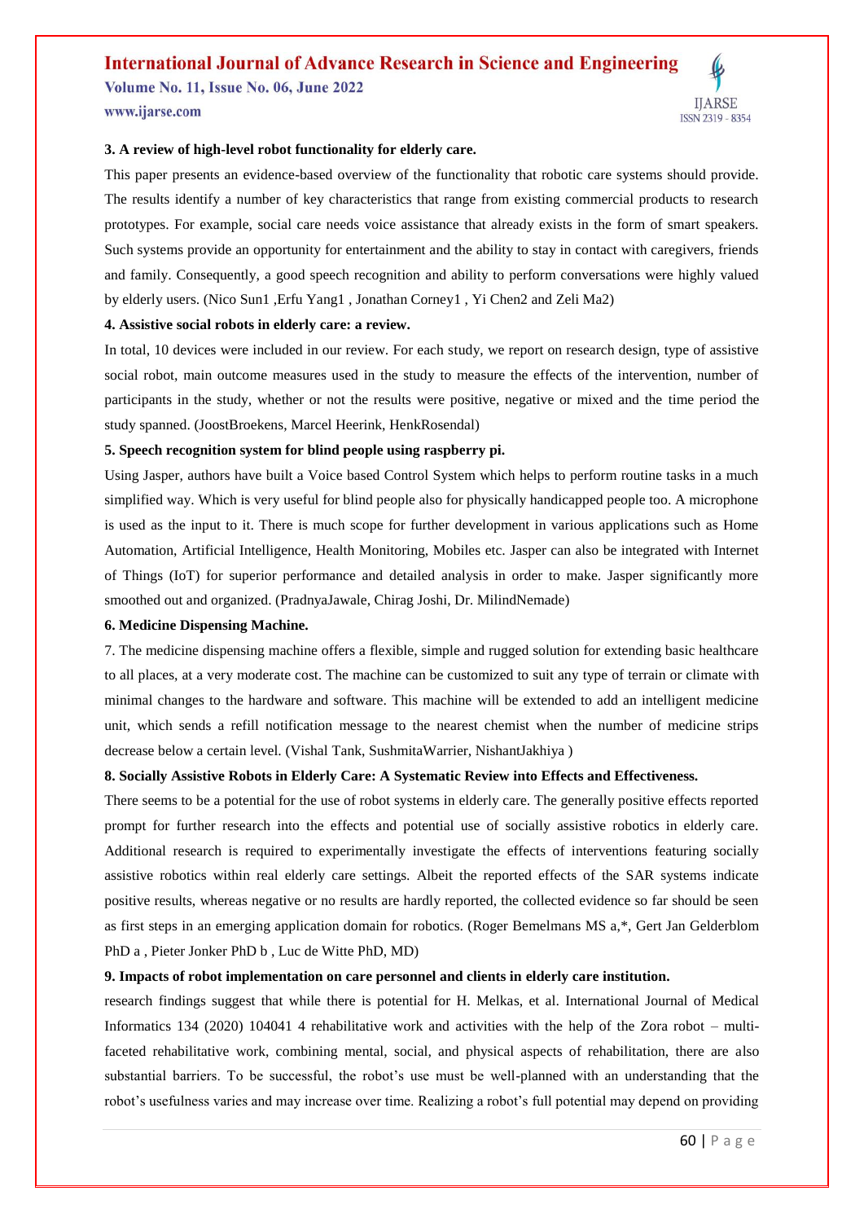**3. A review of high-level robot functionality for elderly care.**

This paper presents an evidence-based overview of the functionality that robotic care systems should provide. The results identify a number of key characteristics that range from existing commercial products to research prototypes. For example, social care needs voice assistance that already exists in the form of smart speakers. Such systems provide an opportunity for entertainment and the ability to stay in contact with caregivers, friends and family. Consequently, a good speech recognition and ability to perform conversations were highly valued by elderly users. (Nico Sun1 ,Erfu Yang1 , Jonathan Corney1 , Yi Chen2 and Zeli Ma2)

**4. Assistive social robots in elderly care: a review.**

In total, 10 devices were included in our review. For each study, we report on research design, type of assistive social robot, main outcome measures used in the study to measure the effects of the intervention, number of participants in the study, whether or not the results were positive, negative or mixed and the time period the study spanned. (JoostBroekens, Marcel Heerink, HenkRosendal)

**5. Speech recognition system for blind people using raspberry pi.**

Using Jasper, authors have built a Voice based Control System which helps to perform routine tasks in a much simplified way. Which is very useful for blind people also for physically handicapped people too. A microphone is used as the input to it. There is much scope for further development in various applications such as Home Automation, Artificial Intelligence, Health Monitoring, Mobiles etc. Jasper can also be integrated with Internet of Things (IoT) for superior performance and detailed analysis in order to make. Jasper significantly more smoothed out and organized. (PradnyaJawale, Chirag Joshi, Dr. MilindNemade)

**6. Medicine Dispensing Machine.**

7. The medicine dispensing machine offers a flexible, simple and rugged solution for extending basic healthcare to all places, at a very moderate cost. The machine can be customized to suit any type of terrain or climate with minimal changes to the hardware and software. This machine will be extended to add an intelligent medicine unit, which sends a refill notification message to the nearest chemist when the number of medicine strips decrease below a certain level. (Vishal Tank, SushmitaWarrier, NishantJakhiya )

**8. Socially Assistive Robots in Elderly Care: A Systematic Review into Effects and Effectiveness.**

There seems to be a potential for the use of robot systems in elderly care. The generally positive effects reported prompt for further research into the effects and potential use of socially assistive robotics in elderly care. Additional research is required to experimentally investigate the effects of interventions featuring socially assistive robotics within real elderly care settings. Albeit the reported effects of the SAR systems indicate positive results, whereas negative or no results are hardly reported, the collected evidence so far should be seen as first steps in an emerging application domain for robotics. (Roger Bemelmans MS a,*, Gert Jan Gelderblom PhD a , Pieter Jonker PhD b , Luc de Witte PhD, MD)

**9. Impacts of robot implementation on care personnel and clients in elderly care institution.**

research findings suggest that while there is potential for H. Melkas, et al. International Journal of Medical Informatics 134 (2020) 104041 4 rehabilitative work and activities with the help of the Zora robot – multi-faceted rehabilitative work, combining mental, social, and physical aspects of rehabilitation, there are also substantial barriers. To be successful, the robot's use must be well-planned with an understanding that the robot's usefulness varies and may increase over time. Realizing a robot's full potential may depend on providing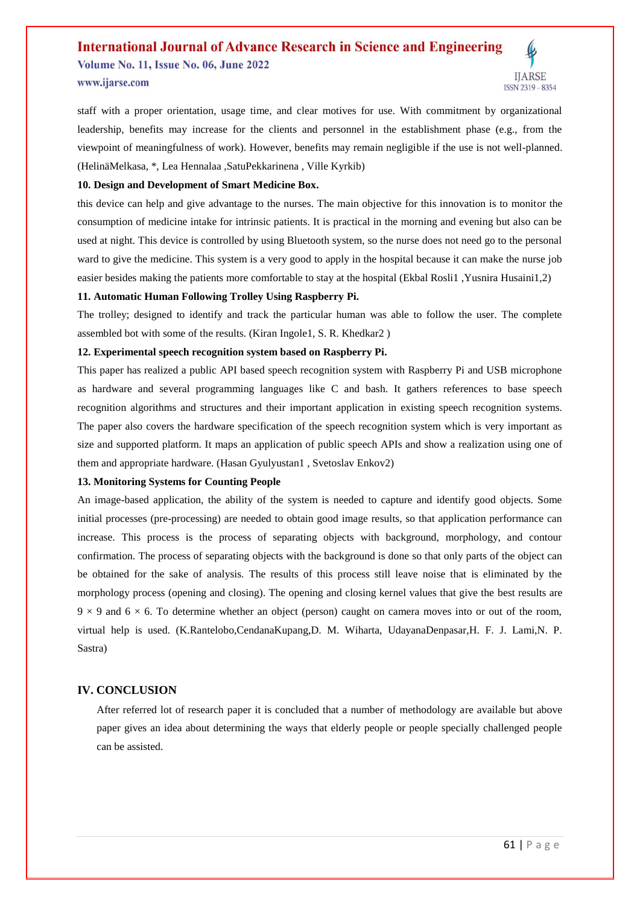staff with a proper orientation, usage time, and clear motives for use. With commitment by organizational leadership, benefits may increase for the clients and personnel in the establishment phase (e.g., from the viewpoint of meaningfulness of work). However, benefits may remain negligible if the use is not well-planned. (HelinäMelkasa, *, Lea Hennalaa ,SatuPekkarinena , Ville Kyrkib)

**10. Design and Development of Smart Medicine Box.**

this device can help and give advantage to the nurses. The main objective for this innovation is to monitor the consumption of medicine intake for intrinsic patients. It is practical in the morning and evening but also can be used at night. This device is controlled by using Bluetooth system, so the nurse does not need go to the personal ward to give the medicine. This system is a very good to apply in the hospital because it can make the nurse job easier besides making the patients more comfortable to stay at the hospital (Ekbal Rosli1 ,Yusnira Husaini1,2)

**11. Automatic Human Following Trolley Using Raspberry Pi.**

The trolley; designed to identify and track the particular human was able to follow the user. The complete assembled bot with some of the results. (Kiran Ingole1, S. R. Khedkar2 )

**12. Experimental speech recognition system based on Raspberry Pi.**

This paper has realized a public API based speech recognition system with Raspberry Pi and USB microphone as hardware and several programming languages like C and bash. It gathers references to base speech recognition algorithms and structures and their important application in existing speech recognition systems. The paper also covers the hardware specification of the speech recognition system which is very important as size and supported platform. It maps an application of public speech APIs and show a realization using one of them and appropriate hardware. (Hasan Gyulyustan1 , Svetoslav Enkov2)

**13. Monitoring Systems for Counting People**

An image-based application, the ability of the system is needed to capture and identify good objects. Some initial processes (pre-processing) are needed to obtain good image results, so that application performance can increase. This process is the process of separating objects with background, morphology, and contour confirmation. The process of separating objects with the background is done so that only parts of the object can be obtained for the sake of analysis. The results of this process still leave noise that is eliminated by the morphology process (opening and closing). The opening and closing kernel values that give the best results are $9 \times 9$ and $6 \times 6$. To determine whether an object (person) caught on camera moves into or out of the room, virtual help is used. (K.Rantelobo,CendanaKupang,D. M. Wiharta, UdayanaDenpasar,H. F. J. Lami,N. P. Sastra)

## IV. CONCLUSION

After referred lot of research paper it is concluded that a number of methodology are available but above paper gives an idea about determining the ways that elderly people or people specially challenged people can be assisted.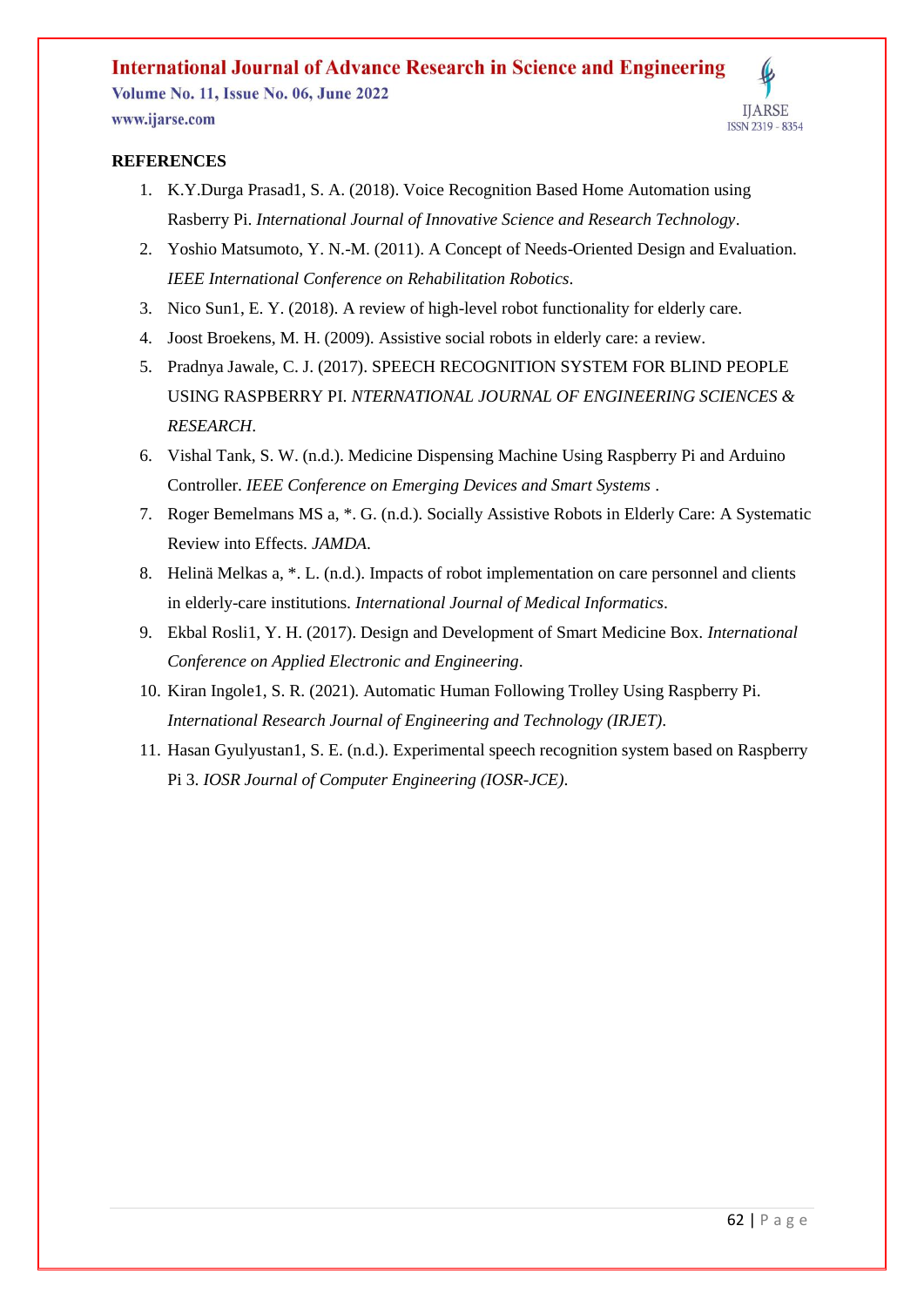**REFERENCES**

1. K.Y.Durga Prasad1, S. A. (2018). Voice Recognition Based Home Automation using Rasberry Pi. *International Journal of Innovative Science and Research Technology*.
2. Yoshio Matsumoto, Y. N.-M. (2011). A Concept of Needs-Oriented Design and Evaluation. *IEEE International Conference on Rehabilitation Robotics*.
3. Nico Sun1, E. Y. (2018). A review of high-level robot functionality for elderly care.
4. Joost Broekens, M. H. (2009). Assistive social robots in elderly care: a review.
5. Pradnya Jawale, C. J. (2017). SPEECH RECOGNITION SYSTEM FOR BLIND PEOPLE USING RASPBERRY PI. *NTERNATIONAL JOURNAL OF ENGINEERING SCIENCES & RESEARCH*.
6. Vishal Tank, S. W. (n.d.). Medicine Dispensing Machine Using Raspberry Pi and Arduino Controller. *IEEE Conference on Emerging Devices and Smart Systems* .
7. Roger Bemelmans MS a, \*. G. (n.d.). Socially Assistive Robots in Elderly Care: A Systematic Review into Effects. *JAMDA*.
8. Helinä Melkas a, \*. L. (n.d.). Impacts of robot implementation on care personnel and clients in elderly-care institutions. *International Journal of Medical Informatics*.
9. Ekbal Rosli1, Y. H. (2017). Design and Development of Smart Medicine Box. *International Conference on Applied Electronic and Engineering*.
10. Kiran Ingole1, S. R. (2021). Automatic Human Following Trolley Using Raspberry Pi. *International Research Journal of Engineering and Technology (IRJET)*.
11. Hasan Gyulyustan1, S. E. (n.d.). Experimental speech recognition system based on Raspberry Pi 3. *IOSR Journal of Computer Engineering (IOSR-JCE)*.